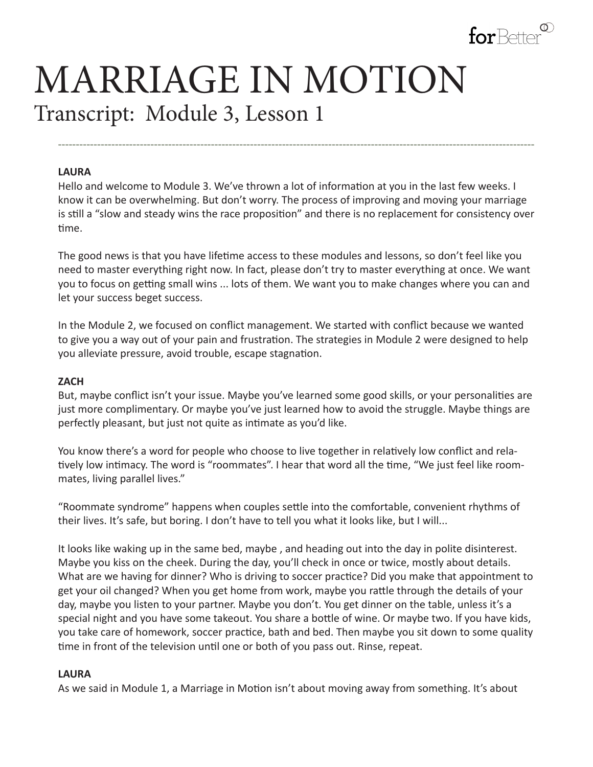# MARRIAGE IN MOTION

## Transcript: Module 3, Lesson 1

---

**LAURA**

Hello and welcome to Module 3. We've thrown a lot of information at you in the last few weeks. I know it can be overwhelming. But don't worry. The process of improving and moving your marriage is still a "slow and steady wins the race proposition" and there is no replacement for consistency over time.

The good news is that you have lifetime access to these modules and lessons, so don't feel like you need to master everything right now. In fact, please don't try to master everything at once. We want you to focus on getting small wins ... lots of them. We want you to make changes where you can and let your success beget success.

In the Module 2, we focused on conflict management. We started with conflict because we wanted to give you a way out of your pain and frustration. The strategies in Module 2 were designed to help you alleviate pressure, avoid trouble, escape stagnation.

**ZACH**

But, maybe conflict isn't your issue. Maybe you've learned some good skills, or your personalities are just more complimentary. Or maybe you've just learned how to avoid the struggle. Maybe things are perfectly pleasant, but just not quite as intimate as you'd like.

You know there's a word for people who choose to live together in relatively low conflict and relatively low intimacy. The word is "roommates". I hear that word all the time, "We just feel like roommates, living parallel lives."

"Roommate syndrome" happens when couples settle into the comfortable, convenient rhythms of their lives. It's safe, but boring. I don't have to tell you what it looks like, but I will...

It looks like waking up in the same bed, maybe , and heading out into the day in polite disinterest. Maybe you kiss on the cheek. During the day, you'll check in once or twice, mostly about details. What are we having for dinner? Who is driving to soccer practice? Did you make that appointment to get your oil changed? When you get home from work, maybe you rattle through the details of your day, maybe you listen to your partner. Maybe you don't. You get dinner on the table, unless it's a special night and you have some takeout. You share a bottle of wine. Or maybe two. If you have kids, you take care of homework, soccer practice, bath and bed. Then maybe you sit down to some quality time in front of the television until one or both of you pass out. Rinse, repeat.

**LAURA**

As we said in Module 1, a Marriage in Motion isn't about moving away from something. It's about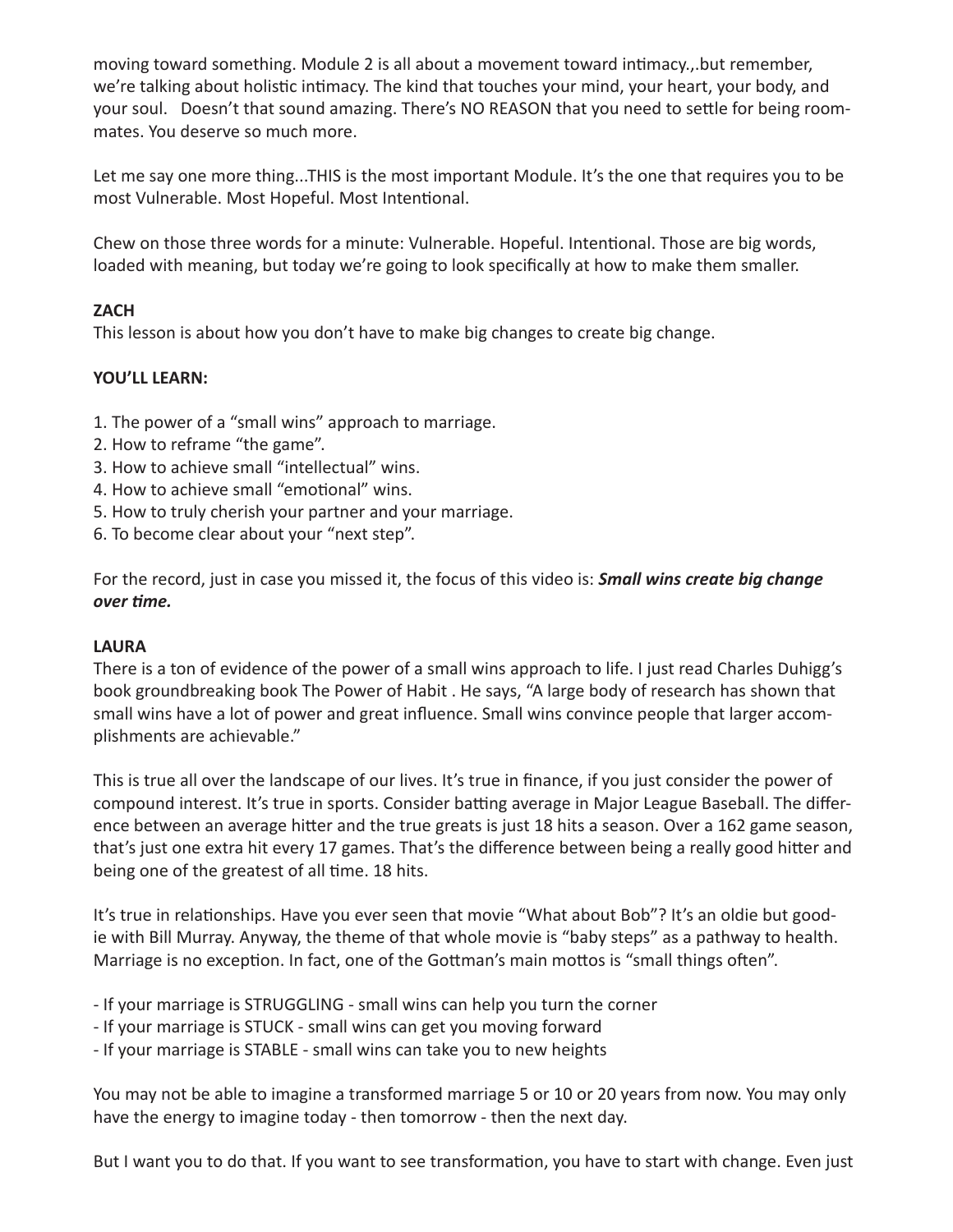moving toward something. Module 2 is all about a movement toward intimacy.,.but remember, we're talking about holistic intimacy. The kind that touches your mind, your heart, your body, and your soul. Doesn't that sound amazing. There's NO REASON that you need to settle for being roommates. You deserve so much more.

Let me say one more thing...THIS is the most important Module. It's the one that requires you to be most Vulnerable. Most Hopeful. Most Intentional.

Chew on those three words for a minute: Vulnerable. Hopeful. Intentional. Those are big words, loaded with meaning, but today we're going to look specifically at how to make them smaller.

**ZACH**
This lesson is about how you don't have to make big changes to create big change.

**YOU'LL LEARN:**

1. The power of a "small wins" approach to marriage.
2. How to reframe "the game".
3. How to achieve small "intellectual" wins.
4. How to achieve small "emotional" wins.
5. How to truly cherish your partner and your marriage.
6. To become clear about your "next step".

For the record, just in case you missed it, the focus of this video is: ***Small wins create big change over time.***

**LAURA**
There is a ton of evidence of the power of a small wins approach to life. I just read Charles Duhigg's book groundbreaking book The Power of Habit . He says, "A large body of research has shown that small wins have a lot of power and great influence. Small wins convince people that larger accomplishments are achievable."

This is true all over the landscape of our lives. It's true in finance, if you just consider the power of compound interest. It's true in sports. Consider batting average in Major League Baseball. The difference between an average hitter and the true greats is just 18 hits a season. Over a 162 game season, that's just one extra hit every 17 games. That's the difference between being a really good hitter and being one of the greatest of all time. 18 hits.

It's true in relationships. Have you ever seen that movie "What about Bob"? It's an oldie but goodie with Bill Murray. Anyway, the theme of that whole movie is "baby steps" as a pathway to health. Marriage is no exception. In fact, one of the Gottman's main mottos is "small things often".

- If your marriage is STRUGGLING - small wins can help you turn the corner
- If your marriage is STUCK - small wins can get you moving forward
- If your marriage is STABLE - small wins can take you to new heights

You may not be able to imagine a transformed marriage 5 or 10 or 20 years from now. You may only have the energy to imagine today - then tomorrow - then the next day.

But I want you to do that. If you want to see transformation, you have to start with change. Even just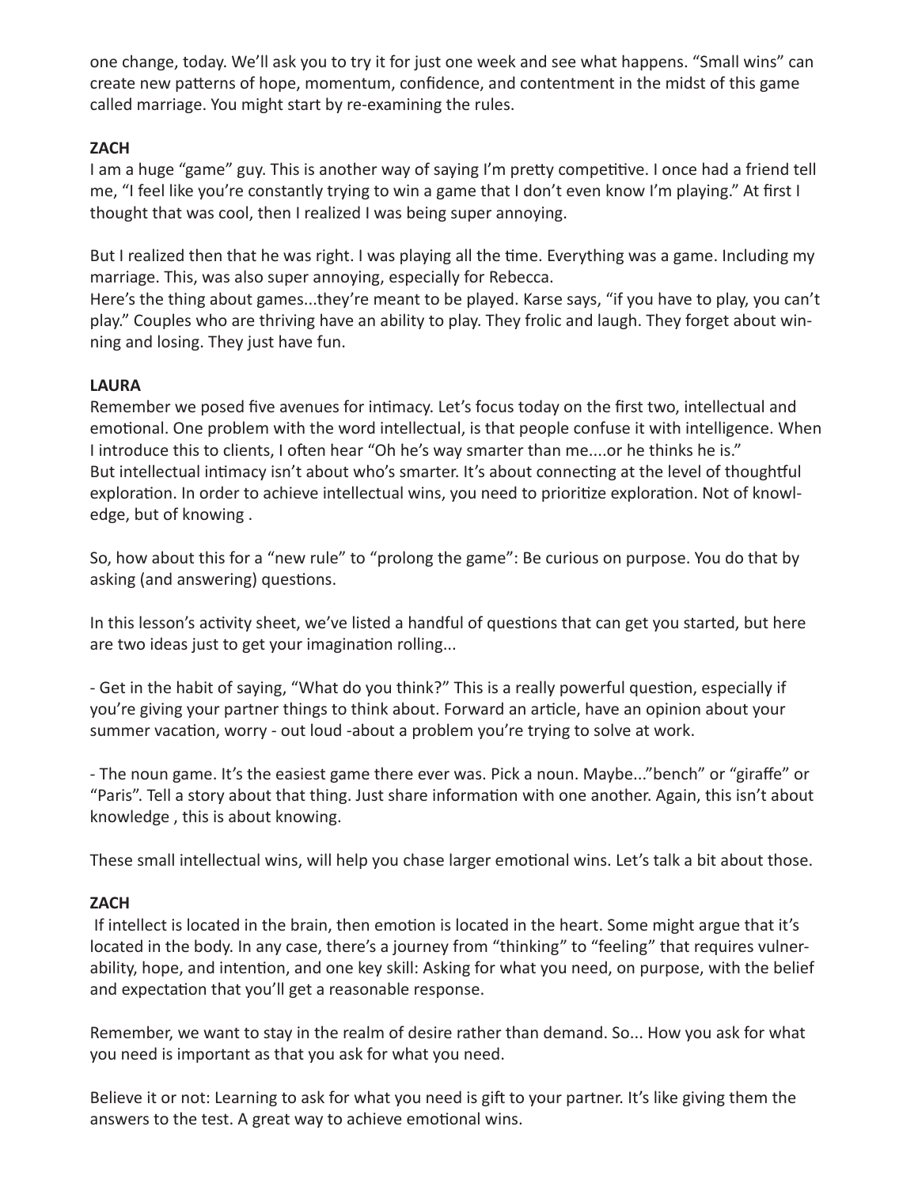one change, today. We'll ask you to try it for just one week and see what happens. "Small wins" can create new patterns of hope, momentum, confidence, and contentment in the midst of this game called marriage. You might start by re-examining the rules.

**ZACH**

I am a huge "game" guy. This is another way of saying I'm pretty competitive. I once had a friend tell me, "I feel like you're constantly trying to win a game that I don't even know I'm playing." At first I thought that was cool, then I realized I was being super annoying.

But I realized then that he was right. I was playing all the time. Everything was a game. Including my marriage. This, was also super annoying, especially for Rebecca.

Here's the thing about games...they're meant to be played. Karse says, "if you have to play, you can't play." Couples who are thriving have an ability to play. They frolic and laugh. They forget about winning and losing. They just have fun.

**LAURA**

Remember we posed five avenues for intimacy. Let's focus today on the first two, intellectual and emotional. One problem with the word intellectual, is that people confuse it with intelligence. When I introduce this to clients, I often hear "Oh he's way smarter than me....or he thinks he is."

But intellectual intimacy isn't about who's smarter. It's about connecting at the level of thoughtful exploration. In order to achieve intellectual wins, you need to prioritize exploration. Not of knowledge, but of knowing .

So, how about this for a "new rule" to "prolong the game": Be curious on purpose. You do that by asking (and answering) questions.

In this lesson's activity sheet, we've listed a handful of questions that can get you started, but here are two ideas just to get your imagination rolling...

- Get in the habit of saying, "What do you think?" This is a really powerful question, especially if you're giving your partner things to think about. Forward an article, have an opinion about your summer vacation, worry - out loud -about a problem you're trying to solve at work.

- The noun game. It's the easiest game there ever was. Pick a noun. Maybe..."bench" or "giraffe" or "Paris". Tell a story about that thing. Just share information with one another. Again, this isn't about knowledge , this is about knowing.

These small intellectual wins, will help you chase larger emotional wins. Let's talk a bit about those.

**ZACH**

If intellect is located in the brain, then emotion is located in the heart. Some might argue that it's located in the body. In any case, there's a journey from "thinking" to "feeling" that requires vulnerability, hope, and intention, and one key skill: Asking for what you need, on purpose, with the belief and expectation that you'll get a reasonable response.

Remember, we want to stay in the realm of desire rather than demand. So... How you ask for what you need is important as that you ask for what you need.

Believe it or not: Learning to ask for what you need is gift to your partner. It's like giving them the answers to the test. A great way to achieve emotional wins.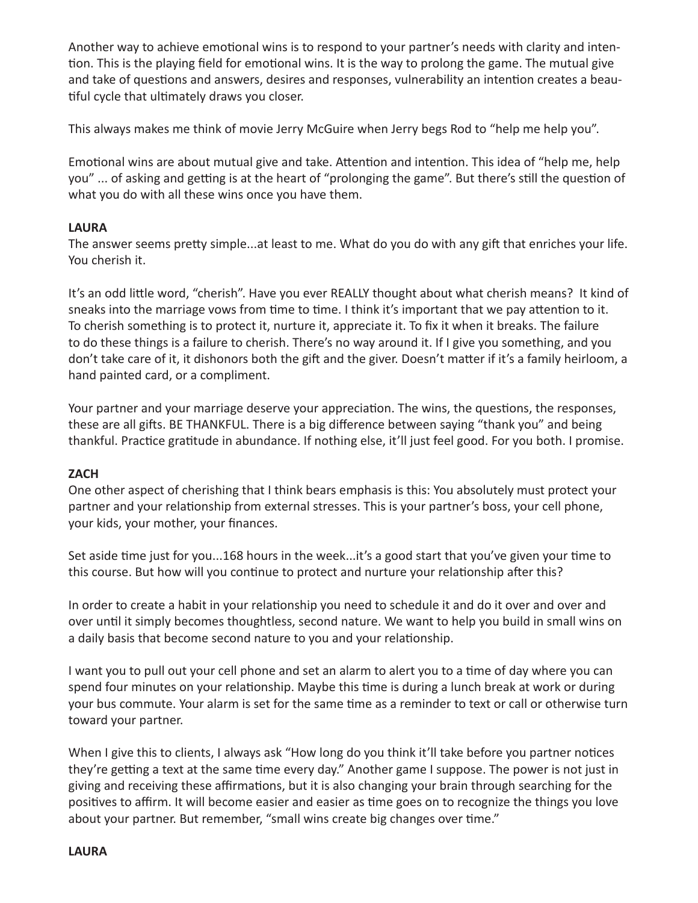Another way to achieve emotional wins is to respond to your partner's needs with clarity and intention. This is the playing field for emotional wins. It is the way to prolong the game. The mutual give and take of questions and answers, desires and responses, vulnerability an intention creates a beautiful cycle that ultimately draws you closer.

This always makes me think of movie Jerry McGuire when Jerry begs Rod to "help me help you".

Emotional wins are about mutual give and take. Attention and intention. This idea of "help me, help you" ... of asking and getting is at the heart of "prolonging the game". But there's still the question of what you do with all these wins once you have them.

**LAURA**
The answer seems pretty simple...at least to me. What do you do with any gift that enriches your life. You cherish it.

It's an odd little word, "cherish". Have you ever REALLY thought about what cherish means? It kind of sneaks into the marriage vows from time to time. I think it's important that we pay attention to it. To cherish something is to protect it, nurture it, appreciate it. To fix it when it breaks. The failure to do these things is a failure to cherish. There's no way around it. If I give you something, and you don't take care of it, it dishonors both the gift and the giver. Doesn't matter if it's a family heirloom, a hand painted card, or a compliment.

Your partner and your marriage deserve your appreciation. The wins, the questions, the responses, these are all gifts. BE THANKFUL. There is a big difference between saying "thank you" and being thankful. Practice gratitude in abundance. If nothing else, it'll just feel good. For you both. I promise.

**ZACH**
One other aspect of cherishing that I think bears emphasis is this: You absolutely must protect your partner and your relationship from external stresses. This is your partner's boss, your cell phone, your kids, your mother, your finances.

Set aside time just for you...168 hours in the week...it's a good start that you've given your time to this course. But how will you continue to protect and nurture your relationship after this?

In order to create a habit in your relationship you need to schedule it and do it over and over and over until it simply becomes thoughtless, second nature. We want to help you build in small wins on a daily basis that become second nature to you and your relationship.

I want you to pull out your cell phone and set an alarm to alert you to a time of day where you can spend four minutes on your relationship. Maybe this time is during a lunch break at work or during your bus commute. Your alarm is set for the same time as a reminder to text or call or otherwise turn toward your partner.

When I give this to clients, I always ask "How long do you think it'll take before you partner notices they're getting a text at the same time every day." Another game I suppose. The power is not just in giving and receiving these affirmations, but it is also changing your brain through searching for the positives to affirm. It will become easier and easier as time goes on to recognize the things you love about your partner. But remember, "small wins create big changes over time."

**LAURA**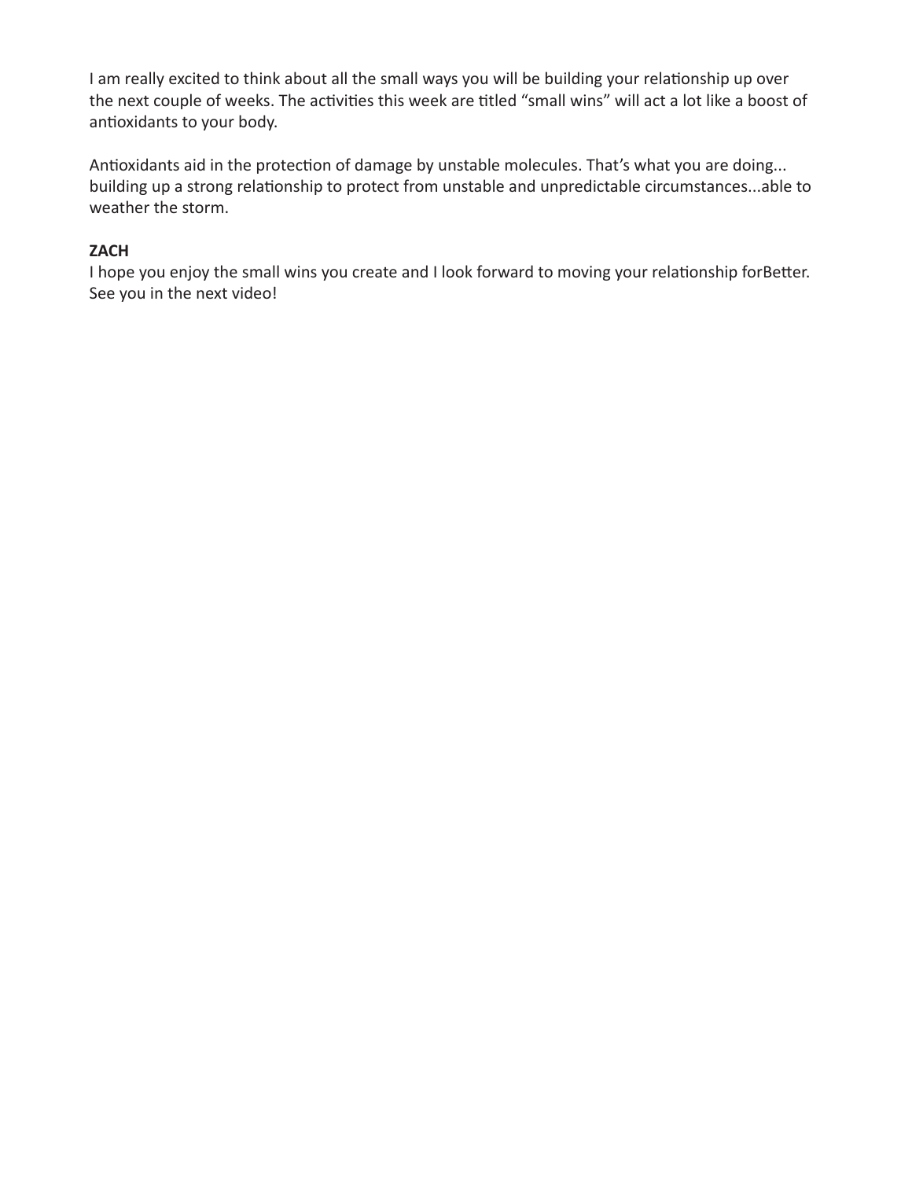I am really excited to think about all the small ways you will be building your relationship up over the next couple of weeks. The activities this week are titled "small wins" will act a lot like a boost of antioxidants to your body.

Antioxidants aid in the protection of damage by unstable molecules. That's what you are doing... building up a strong relationship to protect from unstable and unpredictable circumstances...able to weather the storm.

**ZACH**
I hope you enjoy the small wins you create and I look forward to moving your relationship forBetter. See you in the next video!